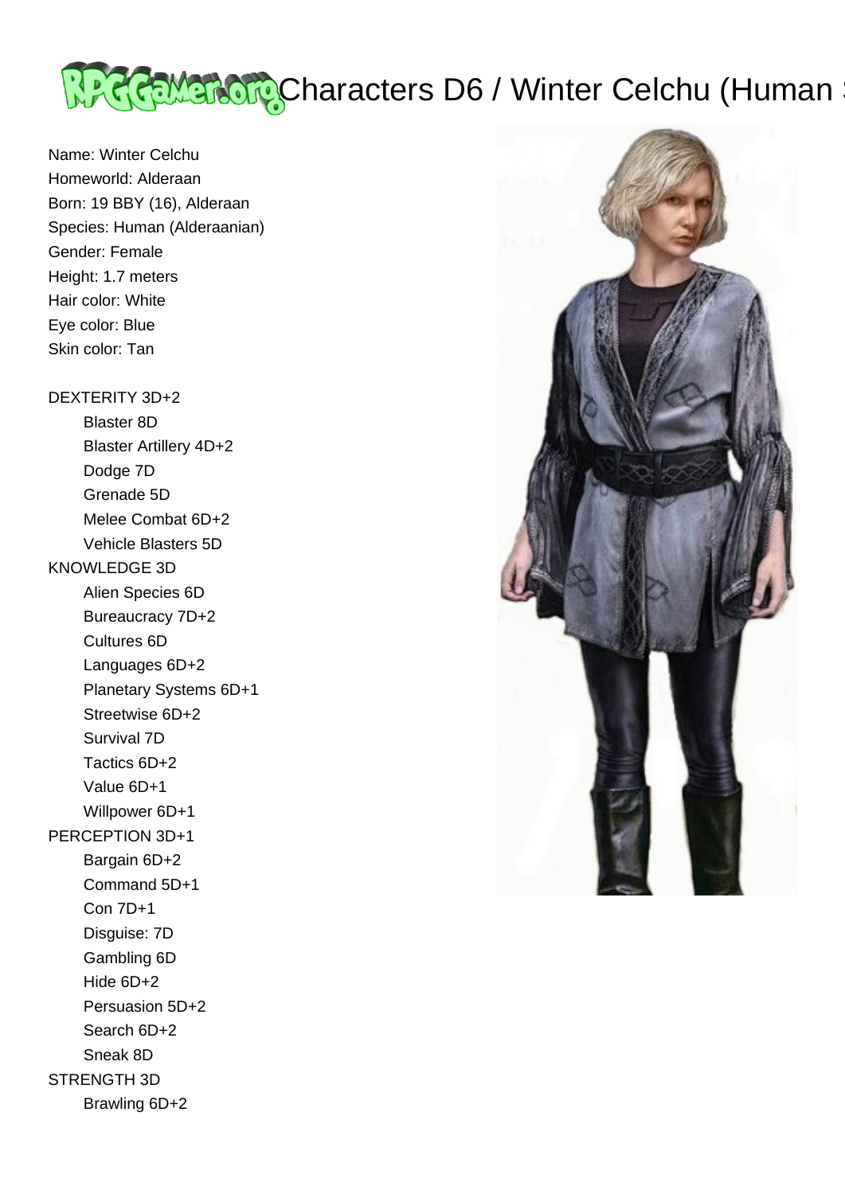# Characters D6 / Winter Celchu (Human

Name: Winter Celchu
Homeworld: Alderaan
Born: 19 BBY (16), Alderaan
Species: Human (Alderaanian)
Gender: Female
Height: 1.7 meters
Hair color: White
Eye color: Blue
Skin color: Tan

DEXTERITY 3D+2
- Blaster 8D
- Blaster Artillery 4D+2
- Dodge 7D
- Grenade 5D
- Melee Combat 6D+2
- Vehicle Blasters 5D

KNOWLEDGE 3D
- Alien Species 6D
- Bureaucracy 7D+2
- Cultures 6D
- Languages 6D+2
- Planetary Systems 6D+1
- Streetwise 6D+2
- Survival 7D
- Tactics 6D+2
- Value 6D+1
- Willpower 6D+1

PERCEPTION 3D+1
- Bargain 6D+2
- Command 5D+1
- Con 7D+1
- Disguise: 7D
- Gambling 6D
- Hide 6D+2
- Persuasion 5D+2
- Search 6D+2
- Sneak 8D

STRENGTH 3D
- Brawling 6D+2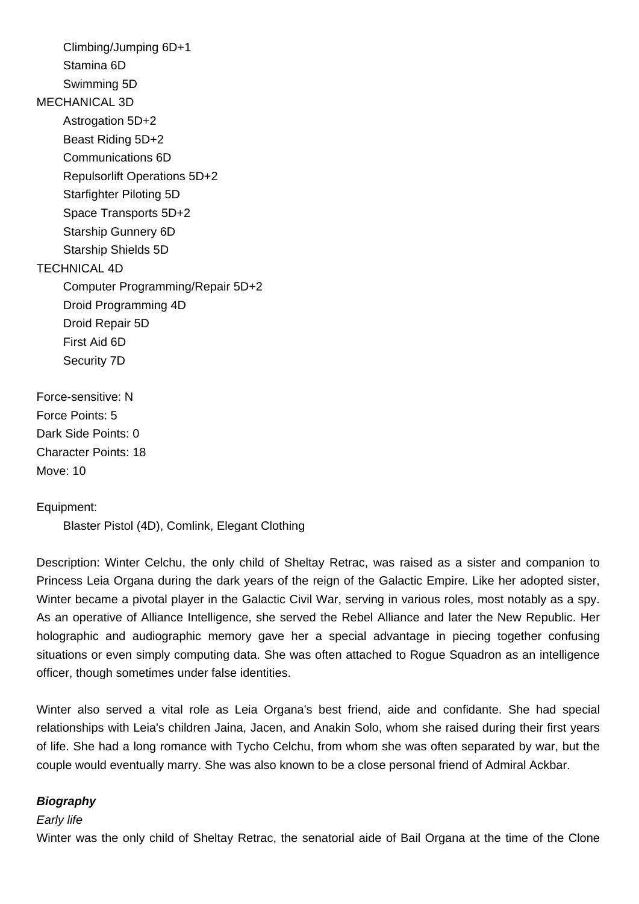- Climbing/Jumping 6D+1
- Stamina 6D
- Swimming 5D

MECHANICAL 3D

- Astrogation 5D+2
- Beast Riding 5D+2
- Communications 6D
- Repulsorlift Operations 5D+2
- Starfighter Piloting 5D
- Space Transports 5D+2
- Starship Gunnery 6D
- Starship Shields 5D

TECHNICAL 4D

- Computer Programming/Repair 5D+2
- Droid Programming 4D
- Droid Repair 5D
- First Aid 6D
- Security 7D

Force-sensitive: N
Force Points: 5
Dark Side Points: 0
Character Points: 18
Move: 10

Equipment:

Blaster Pistol (4D), Comlink, Elegant Clothing

Description: Winter Celchu, the only child of Sheltay Retrac, was raised as a sister and companion to Princess Leia Organa during the dark years of the reign of the Galactic Empire. Like her adopted sister, Winter became a pivotal player in the Galactic Civil War, serving in various roles, most notably as a spy. As an operative of Alliance Intelligence, she served the Rebel Alliance and later the New Republic. Her holographic and audiographic memory gave her a special advantage in piecing together confusing situations or even simply computing data. She was often attached to Rogue Squadron as an intelligence officer, though sometimes under false identities.

Winter also served a vital role as Leia Organa's best friend, aide and confidante. She had special relationships with Leia's children Jaina, Jacen, and Anakin Solo, whom she raised during their first years of life. She had a long romance with Tycho Celchu, from whom she was often separated by war, but the couple would eventually marry. She was also known to be a close personal friend of Admiral Ackbar.

***Biography***

*Early life*

Winter was the only child of Sheltay Retrac, the senatorial aide of Bail Organa at the time of the Clone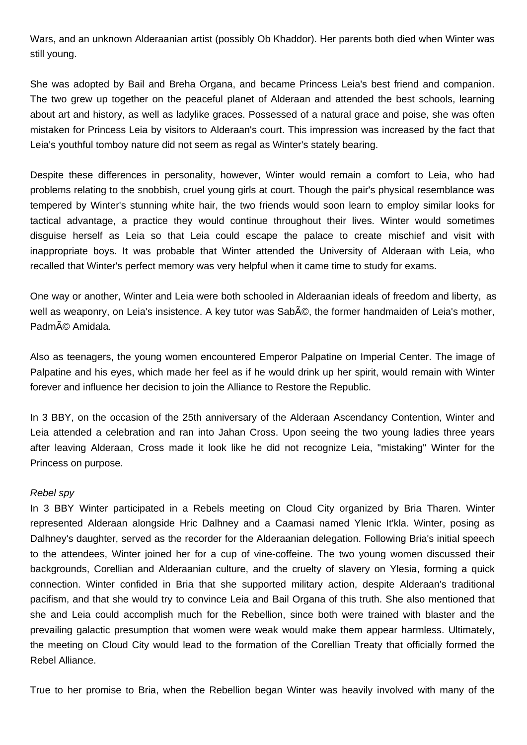Wars, and an unknown Alderaanian artist (possibly Ob Khaddor). Her parents both died when Winter was still young.

She was adopted by Bail and Breha Organa, and became Princess Leia's best friend and companion. The two grew up together on the peaceful planet of Alderaan and attended the best schools, learning about art and history, as well as ladylike graces. Possessed of a natural grace and poise, she was often mistaken for Princess Leia by visitors to Alderaan's court. This impression was increased by the fact that Leia's youthful tomboy nature did not seem as regal as Winter's stately bearing.

Despite these differences in personality, however, Winter would remain a comfort to Leia, who had problems relating to the snobbish, cruel young girls at court. Though the pair's physical resemblance was tempered by Winter's stunning white hair, the two friends would soon learn to employ similar looks for tactical advantage, a practice they would continue throughout their lives. Winter would sometimes disguise herself as Leia so that Leia could escape the palace to create mischief and visit with inappropriate boys. It was probable that Winter attended the University of Alderaan with Leia, who recalled that Winter's perfect memory was very helpful when it came time to study for exams.

One way or another, Winter and Leia were both schooled in Alderaanian ideals of freedom and liberty, as well as weaponry, on Leia's insistence. A key tutor was SabÃ©, the former handmaiden of Leia's mother, PadmÃ© Amidala.

Also as teenagers, the young women encountered Emperor Palpatine on Imperial Center. The image of Palpatine and his eyes, which made her feel as if he would drink up her spirit, would remain with Winter forever and influence her decision to join the Alliance to Restore the Republic.

In 3 BBY, on the occasion of the 25th anniversary of the Alderaan Ascendancy Contention, Winter and Leia attended a celebration and ran into Jahan Cross. Upon seeing the two young ladies three years after leaving Alderaan, Cross made it look like he did not recognize Leia, "mistaking" Winter for the Princess on purpose.

*Rebel spy*

In 3 BBY Winter participated in a Rebels meeting on Cloud City organized by Bria Tharen. Winter represented Alderaan alongside Hric Dalhney and a Caamasi named Ylenic It'kla. Winter, posing as Dalhney's daughter, served as the recorder for the Alderaanian delegation. Following Bria's initial speech to the attendees, Winter joined her for a cup of vine-coffeine. The two young women discussed their backgrounds, Corellian and Alderaanian culture, and the cruelty of slavery on Ylesia, forming a quick connection. Winter confided in Bria that she supported military action, despite Alderaan's traditional pacifism, and that she would try to convince Leia and Bail Organa of this truth. She also mentioned that she and Leia could accomplish much for the Rebellion, since both were trained with blaster and the prevailing galactic presumption that women were weak would make them appear harmless. Ultimately, the meeting on Cloud City would lead to the formation of the Corellian Treaty that officially formed the Rebel Alliance.

True to her promise to Bria, when the Rebellion began Winter was heavily involved with many of the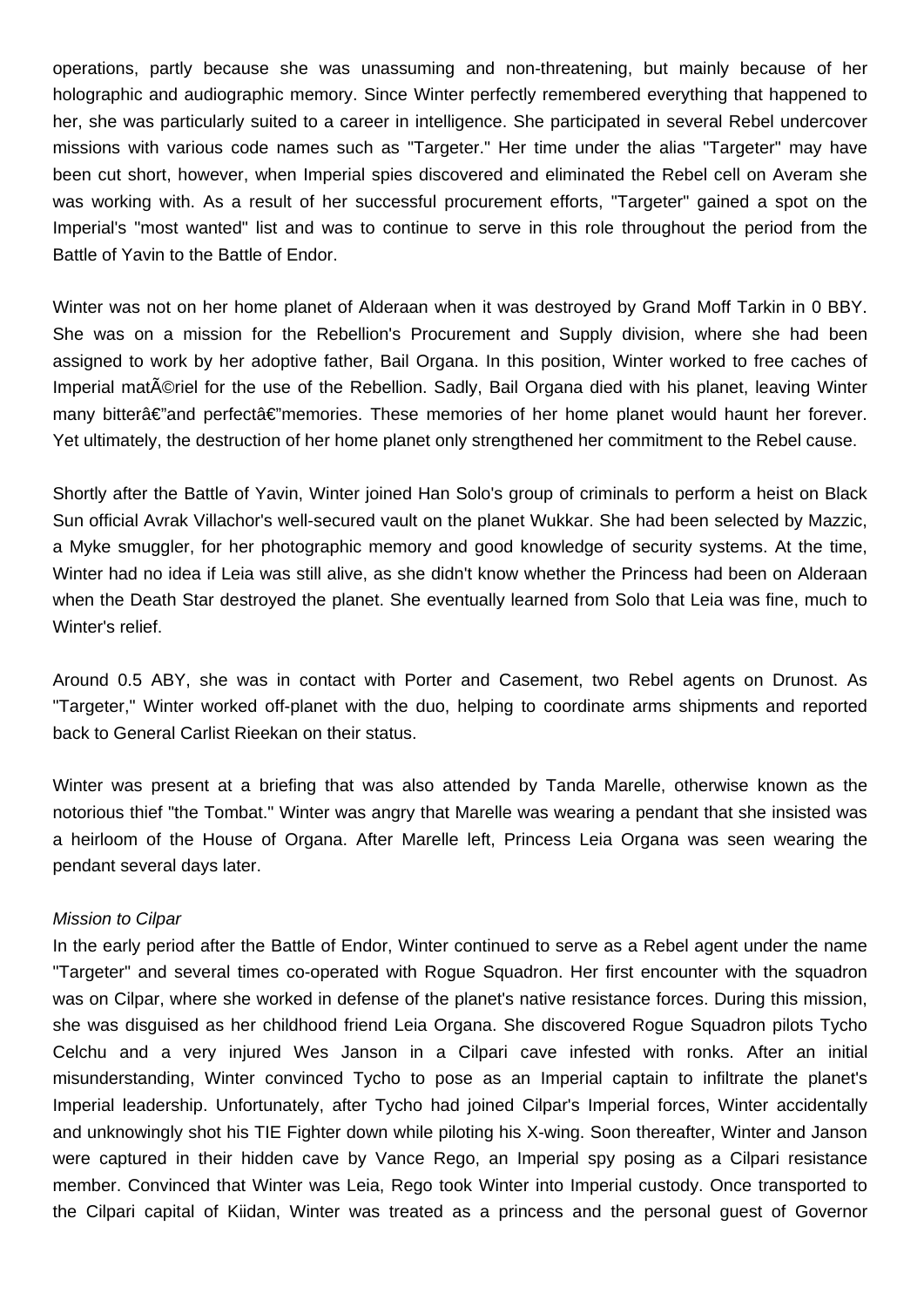operations, partly because she was unassuming and non-threatening, but mainly because of her holographic and audiographic memory. Since Winter perfectly remembered everything that happened to her, she was particularly suited to a career in intelligence. She participated in several Rebel undercover missions with various code names such as "Targeter." Her time under the alias "Targeter" may have been cut short, however, when Imperial spies discovered and eliminated the Rebel cell on Averam she was working with. As a result of her successful procurement efforts, "Targeter" gained a spot on the Imperial's "most wanted" list and was to continue to serve in this role throughout the period from the Battle of Yavin to the Battle of Endor.

Winter was not on her home planet of Alderaan when it was destroyed by Grand Moff Tarkin in 0 BBY. She was on a mission for the Rebellion's Procurement and Supply division, where she had been assigned to work by her adoptive father, Bail Organa. In this position, Winter worked to free caches of Imperial matÃ©riel for the use of the Rebellion. Sadly, Bail Organa died with his planet, leaving Winter many bitterâ€"and perfectâ€"memories. These memories of her home planet would haunt her forever. Yet ultimately, the destruction of her home planet only strengthened her commitment to the Rebel cause.

Shortly after the Battle of Yavin, Winter joined Han Solo's group of criminals to perform a heist on Black Sun official Avrak Villachor's well-secured vault on the planet Wukkar. She had been selected by Mazzic, a Myke smuggler, for her photographic memory and good knowledge of security systems. At the time, Winter had no idea if Leia was still alive, as she didn't know whether the Princess had been on Alderaan when the Death Star destroyed the planet. She eventually learned from Solo that Leia was fine, much to Winter's relief.

Around 0.5 ABY, she was in contact with Porter and Casement, two Rebel agents on Drunost. As "Targeter," Winter worked off-planet with the duo, helping to coordinate arms shipments and reported back to General Carlist Rieekan on their status.

Winter was present at a briefing that was also attended by Tanda Marelle, otherwise known as the notorious thief "the Tombat." Winter was angry that Marelle was wearing a pendant that she insisted was a heirloom of the House of Organa. After Marelle left, Princess Leia Organa was seen wearing the pendant several days later.

*Mission to Cilpar*

In the early period after the Battle of Endor, Winter continued to serve as a Rebel agent under the name "Targeter" and several times co-operated with Rogue Squadron. Her first encounter with the squadron was on Cilpar, where she worked in defense of the planet's native resistance forces. During this mission, she was disguised as her childhood friend Leia Organa. She discovered Rogue Squadron pilots Tycho Celchu and a very injured Wes Janson in a Cilpari cave infested with ronks. After an initial misunderstanding, Winter convinced Tycho to pose as an Imperial captain to infiltrate the planet's Imperial leadership. Unfortunately, after Tycho had joined Cilpar's Imperial forces, Winter accidentally and unknowingly shot his TIE Fighter down while piloting his X-wing. Soon thereafter, Winter and Janson were captured in their hidden cave by Vance Rego, an Imperial spy posing as a Cilpari resistance member. Convinced that Winter was Leia, Rego took Winter into Imperial custody. Once transported to the Cilpari capital of Kiidan, Winter was treated as a princess and the personal guest of Governor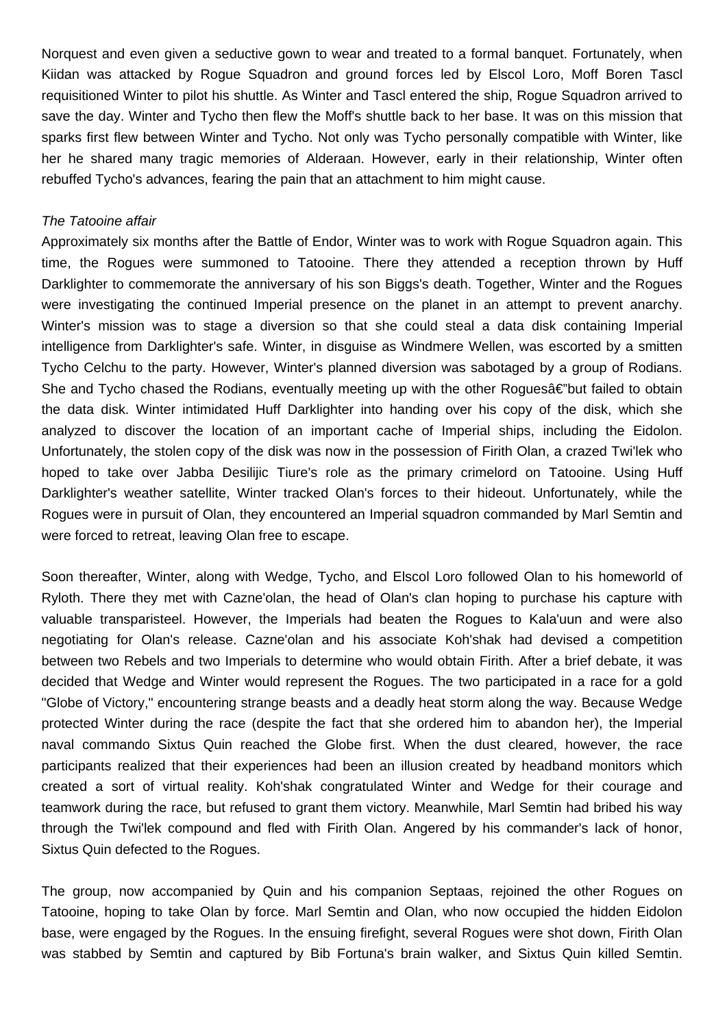Norquest and even given a seductive gown to wear and treated to a formal banquet. Fortunately, when Kiidan was attacked by Rogue Squadron and ground forces led by Elscol Loro, Moff Boren Tascl requisitioned Winter to pilot his shuttle. As Winter and Tascl entered the ship, Rogue Squadron arrived to save the day. Winter and Tycho then flew the Moff's shuttle back to her base. It was on this mission that sparks first flew between Winter and Tycho. Not only was Tycho personally compatible with Winter, like her he shared many tragic memories of Alderaan. However, early in their relationship, Winter often rebuffed Tycho's advances, fearing the pain that an attachment to him might cause.

*The Tatooine affair*

Approximately six months after the Battle of Endor, Winter was to work with Rogue Squadron again. This time, the Rogues were summoned to Tatooine. There they attended a reception thrown by Huff Darklighter to commemorate the anniversary of his son Biggs's death. Together, Winter and the Rogues were investigating the continued Imperial presence on the planet in an attempt to prevent anarchy. Winter's mission was to stage a diversion so that she could steal a data disk containing Imperial intelligence from Darklighter's safe. Winter, in disguise as Windmere Wellen, was escorted by a smitten Tycho Celchu to the party. However, Winter's planned diversion was sabotaged by a group of Rodians. She and Tycho chased the Rodians, eventually meeting up with the other Roguesâ€"but failed to obtain the data disk. Winter intimidated Huff Darklighter into handing over his copy of the disk, which she analyzed to discover the location of an important cache of Imperial ships, including the Eidolon. Unfortunately, the stolen copy of the disk was now in the possession of Firith Olan, a crazed Twi'lek who hoped to take over Jabba Desilijic Tiure's role as the primary crimelord on Tatooine. Using Huff Darklighter's weather satellite, Winter tracked Olan's forces to their hideout. Unfortunately, while the Rogues were in pursuit of Olan, they encountered an Imperial squadron commanded by Marl Semtin and were forced to retreat, leaving Olan free to escape.

Soon thereafter, Winter, along with Wedge, Tycho, and Elscol Loro followed Olan to his homeworld of Ryloth. There they met with Cazne'olan, the head of Olan's clan hoping to purchase his capture with valuable transparisteel. However, the Imperials had beaten the Rogues to Kala'uun and were also negotiating for Olan's release. Cazne'olan and his associate Koh'shak had devised a competition between two Rebels and two Imperials to determine who would obtain Firith. After a brief debate, it was decided that Wedge and Winter would represent the Rogues. The two participated in a race for a gold "Globe of Victory," encountering strange beasts and a deadly heat storm along the way. Because Wedge protected Winter during the race (despite the fact that she ordered him to abandon her), the Imperial naval commando Sixtus Quin reached the Globe first. When the dust cleared, however, the race participants realized that their experiences had been an illusion created by headband monitors which created a sort of virtual reality. Koh'shak congratulated Winter and Wedge for their courage and teamwork during the race, but refused to grant them victory. Meanwhile, Marl Semtin had bribed his way through the Twi'lek compound and fled with Firith Olan. Angered by his commander's lack of honor, Sixtus Quin defected to the Rogues.

The group, now accompanied by Quin and his companion Septaas, rejoined the other Rogues on Tatooine, hoping to take Olan by force. Marl Semtin and Olan, who now occupied the hidden Eidolon base, were engaged by the Rogues. In the ensuing firefight, several Rogues were shot down, Firith Olan was stabbed by Semtin and captured by Bib Fortuna's brain walker, and Sixtus Quin killed Semtin.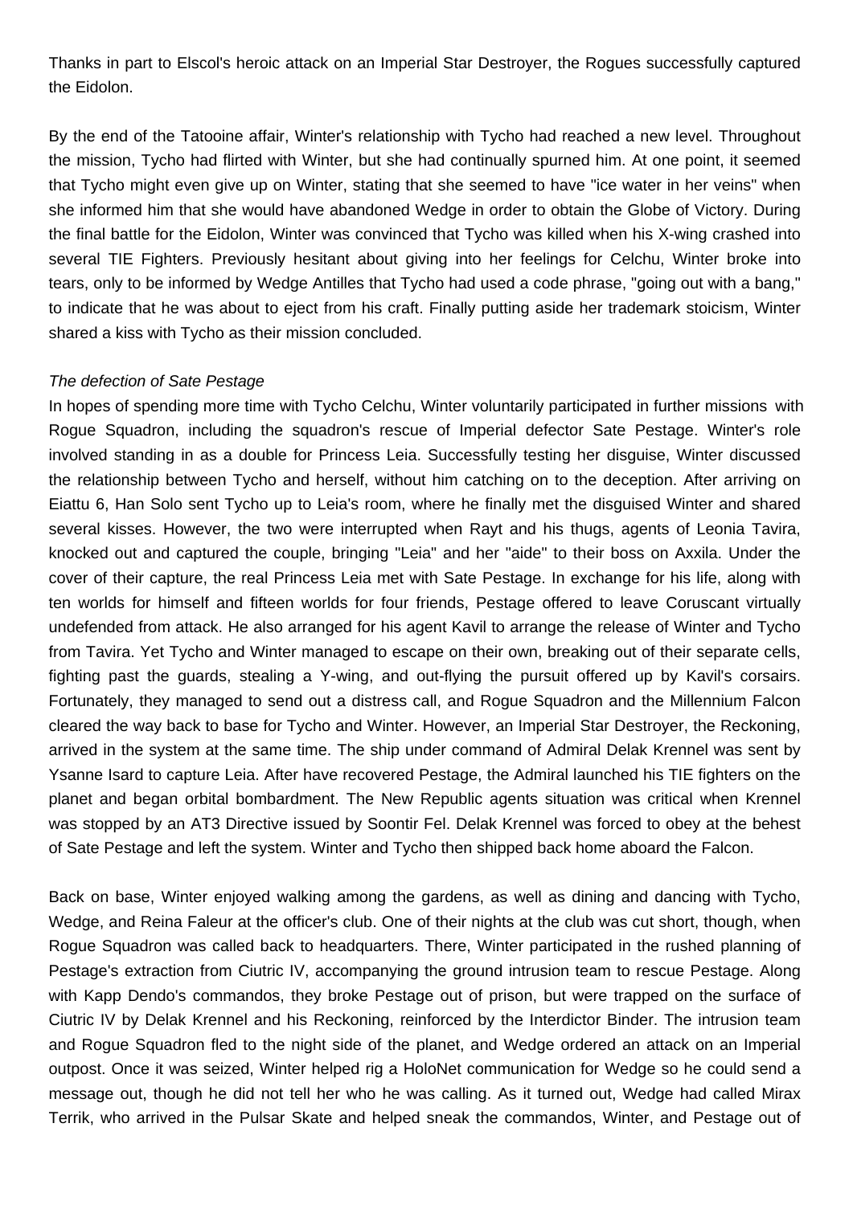Thanks in part to Elscol's heroic attack on an Imperial Star Destroyer, the Rogues successfully captured the Eidolon.

By the end of the Tatooine affair, Winter's relationship with Tycho had reached a new level. Throughout the mission, Tycho had flirted with Winter, but she had continually spurned him. At one point, it seemed that Tycho might even give up on Winter, stating that she seemed to have "ice water in her veins" when she informed him that she would have abandoned Wedge in order to obtain the Globe of Victory. During the final battle for the Eidolon, Winter was convinced that Tycho was killed when his X-wing crashed into several TIE Fighters. Previously hesitant about giving into her feelings for Celchu, Winter broke into tears, only to be informed by Wedge Antilles that Tycho had used a code phrase, "going out with a bang," to indicate that he was about to eject from his craft. Finally putting aside her trademark stoicism, Winter shared a kiss with Tycho as their mission concluded.

*The defection of Sate Pestage*

In hopes of spending more time with Tycho Celchu, Winter voluntarily participated in further missions with Rogue Squadron, including the squadron's rescue of Imperial defector Sate Pestage. Winter's role involved standing in as a double for Princess Leia. Successfully testing her disguise, Winter discussed the relationship between Tycho and herself, without him catching on to the deception. After arriving on Eiattu 6, Han Solo sent Tycho up to Leia's room, where he finally met the disguised Winter and shared several kisses. However, the two were interrupted when Rayt and his thugs, agents of Leonia Tavira, knocked out and captured the couple, bringing "Leia" and her "aide" to their boss on Axxila. Under the cover of their capture, the real Princess Leia met with Sate Pestage. In exchange for his life, along with ten worlds for himself and fifteen worlds for four friends, Pestage offered to leave Coruscant virtually undefended from attack. He also arranged for his agent Kavil to arrange the release of Winter and Tycho from Tavira. Yet Tycho and Winter managed to escape on their own, breaking out of their separate cells, fighting past the guards, stealing a Y-wing, and out-flying the pursuit offered up by Kavil's corsairs. Fortunately, they managed to send out a distress call, and Rogue Squadron and the Millennium Falcon cleared the way back to base for Tycho and Winter. However, an Imperial Star Destroyer, the Reckoning, arrived in the system at the same time. The ship under command of Admiral Delak Krennel was sent by Ysanne Isard to capture Leia. After have recovered Pestage, the Admiral launched his TIE fighters on the planet and began orbital bombardment. The New Republic agents situation was critical when Krennel was stopped by an AT3 Directive issued by Soontir Fel. Delak Krennel was forced to obey at the behest of Sate Pestage and left the system. Winter and Tycho then shipped back home aboard the Falcon.

Back on base, Winter enjoyed walking among the gardens, as well as dining and dancing with Tycho, Wedge, and Reina Faleur at the officer's club. One of their nights at the club was cut short, though, when Rogue Squadron was called back to headquarters. There, Winter participated in the rushed planning of Pestage's extraction from Ciutric IV, accompanying the ground intrusion team to rescue Pestage. Along with Kapp Dendo's commandos, they broke Pestage out of prison, but were trapped on the surface of Ciutric IV by Delak Krennel and his Reckoning, reinforced by the Interdictor Binder. The intrusion team and Rogue Squadron fled to the night side of the planet, and Wedge ordered an attack on an Imperial outpost. Once it was seized, Winter helped rig a HoloNet communication for Wedge so he could send a message out, though he did not tell her who he was calling. As it turned out, Wedge had called Mirax Terrik, who arrived in the Pulsar Skate and helped sneak the commandos, Winter, and Pestage out of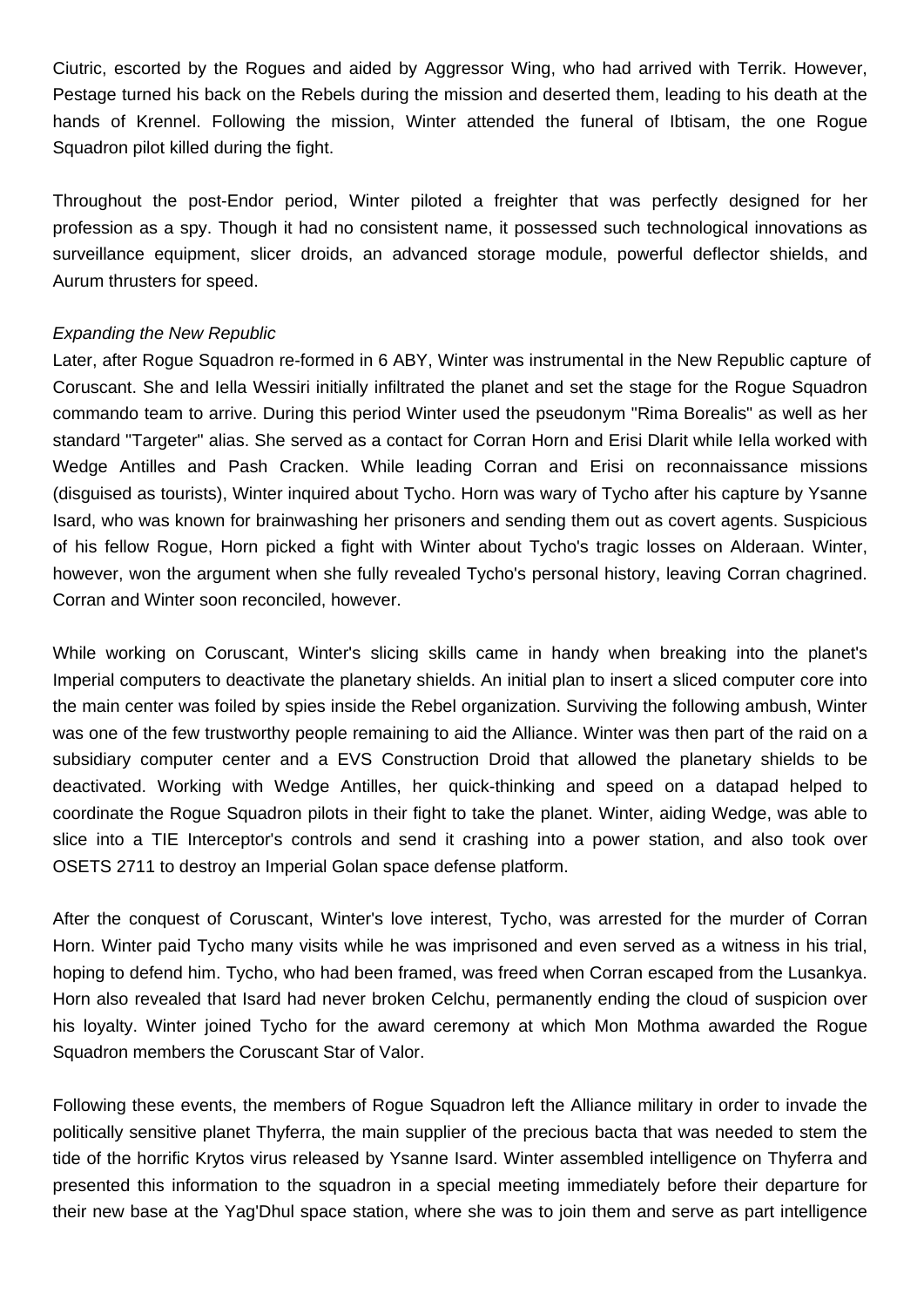Ciutric, escorted by the Rogues and aided by Aggressor Wing, who had arrived with Terrik. However, Pestage turned his back on the Rebels during the mission and deserted them, leading to his death at the hands of Krennel. Following the mission, Winter attended the funeral of Ibtisam, the one Rogue Squadron pilot killed during the fight.

Throughout the post-Endor period, Winter piloted a freighter that was perfectly designed for her profession as a spy. Though it had no consistent name, it possessed such technological innovations as surveillance equipment, slicer droids, an advanced storage module, powerful deflector shields, and Aurum thrusters for speed.

*Expanding the New Republic*

Later, after Rogue Squadron re-formed in 6 ABY, Winter was instrumental in the New Republic capture of Coruscant. She and Iella Wessiri initially infiltrated the planet and set the stage for the Rogue Squadron commando team to arrive. During this period Winter used the pseudonym "Rima Borealis" as well as her standard "Targeter" alias. She served as a contact for Corran Horn and Erisi Dlarit while Iella worked with Wedge Antilles and Pash Cracken. While leading Corran and Erisi on reconnaissance missions (disguised as tourists), Winter inquired about Tycho. Horn was wary of Tycho after his capture by Ysanne Isard, who was known for brainwashing her prisoners and sending them out as covert agents. Suspicious of his fellow Rogue, Horn picked a fight with Winter about Tycho's tragic losses on Alderaan. Winter, however, won the argument when she fully revealed Tycho's personal history, leaving Corran chagrined. Corran and Winter soon reconciled, however.

While working on Coruscant, Winter's slicing skills came in handy when breaking into the planet's Imperial computers to deactivate the planetary shields. An initial plan to insert a sliced computer core into the main center was foiled by spies inside the Rebel organization. Surviving the following ambush, Winter was one of the few trustworthy people remaining to aid the Alliance. Winter was then part of the raid on a subsidiary computer center and a EVS Construction Droid that allowed the planetary shields to be deactivated. Working with Wedge Antilles, her quick-thinking and speed on a datapad helped to coordinate the Rogue Squadron pilots in their fight to take the planet. Winter, aiding Wedge, was able to slice into a TIE Interceptor's controls and send it crashing into a power station, and also took over OSETS 2711 to destroy an Imperial Golan space defense platform.

After the conquest of Coruscant, Winter's love interest, Tycho, was arrested for the murder of Corran Horn. Winter paid Tycho many visits while he was imprisoned and even served as a witness in his trial, hoping to defend him. Tycho, who had been framed, was freed when Corran escaped from the Lusankya. Horn also revealed that Isard had never broken Celchu, permanently ending the cloud of suspicion over his loyalty. Winter joined Tycho for the award ceremony at which Mon Mothma awarded the Rogue Squadron members the Coruscant Star of Valor.

Following these events, the members of Rogue Squadron left the Alliance military in order to invade the politically sensitive planet Thyferra, the main supplier of the precious bacta that was needed to stem the tide of the horrific Krytos virus released by Ysanne Isard. Winter assembled intelligence on Thyferra and presented this information to the squadron in a special meeting immediately before their departure for their new base at the Yag'Dhul space station, where she was to join them and serve as part intelligence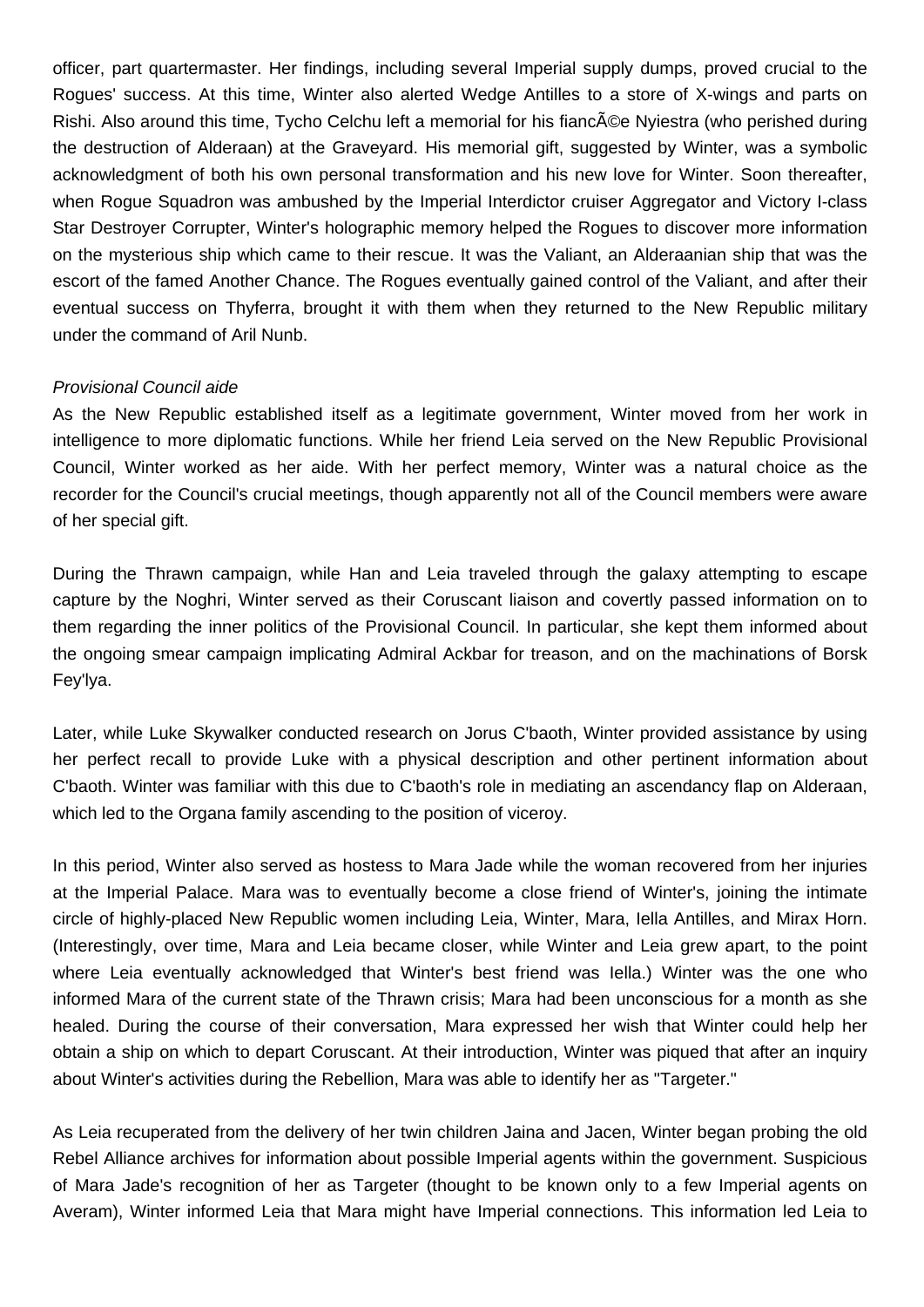officer, part quartermaster. Her findings, including several Imperial supply dumps, proved crucial to the Rogues' success. At this time, Winter also alerted Wedge Antilles to a store of X-wings and parts on Rishi. Also around this time, Tycho Celchu left a memorial for his fiancÃ©e Nyiestra (who perished during the destruction of Alderaan) at the Graveyard. His memorial gift, suggested by Winter, was a symbolic acknowledgment of both his own personal transformation and his new love for Winter. Soon thereafter, when Rogue Squadron was ambushed by the Imperial Interdictor cruiser Aggregator and Victory I-class Star Destroyer Corrupter, Winter's holographic memory helped the Rogues to discover more information on the mysterious ship which came to their rescue. It was the Valiant, an Alderaanian ship that was the escort of the famed Another Chance. The Rogues eventually gained control of the Valiant, and after their eventual success on Thyferra, brought it with them when they returned to the New Republic military under the command of Aril Nunb.

*Provisional Council aide*

As the New Republic established itself as a legitimate government, Winter moved from her work in intelligence to more diplomatic functions. While her friend Leia served on the New Republic Provisional Council, Winter worked as her aide. With her perfect memory, Winter was a natural choice as the recorder for the Council's crucial meetings, though apparently not all of the Council members were aware of her special gift.

During the Thrawn campaign, while Han and Leia traveled through the galaxy attempting to escape capture by the Noghri, Winter served as their Coruscant liaison and covertly passed information on to them regarding the inner politics of the Provisional Council. In particular, she kept them informed about the ongoing smear campaign implicating Admiral Ackbar for treason, and on the machinations of Borsk Fey'lya.

Later, while Luke Skywalker conducted research on Jorus C'baoth, Winter provided assistance by using her perfect recall to provide Luke with a physical description and other pertinent information about C'baoth. Winter was familiar with this due to C'baoth's role in mediating an ascendancy flap on Alderaan, which led to the Organa family ascending to the position of viceroy.

In this period, Winter also served as hostess to Mara Jade while the woman recovered from her injuries at the Imperial Palace. Mara was to eventually become a close friend of Winter's, joining the intimate circle of highly-placed New Republic women including Leia, Winter, Mara, Iella Antilles, and Mirax Horn. (Interestingly, over time, Mara and Leia became closer, while Winter and Leia grew apart, to the point where Leia eventually acknowledged that Winter's best friend was Iella.) Winter was the one who informed Mara of the current state of the Thrawn crisis; Mara had been unconscious for a month as she healed. During the course of their conversation, Mara expressed her wish that Winter could help her obtain a ship on which to depart Coruscant. At their introduction, Winter was piqued that after an inquiry about Winter's activities during the Rebellion, Mara was able to identify her as "Targeter."

As Leia recuperated from the delivery of her twin children Jaina and Jacen, Winter began probing the old Rebel Alliance archives for information about possible Imperial agents within the government. Suspicious of Mara Jade's recognition of her as Targeter (thought to be known only to a few Imperial agents on Averam), Winter informed Leia that Mara might have Imperial connections. This information led Leia to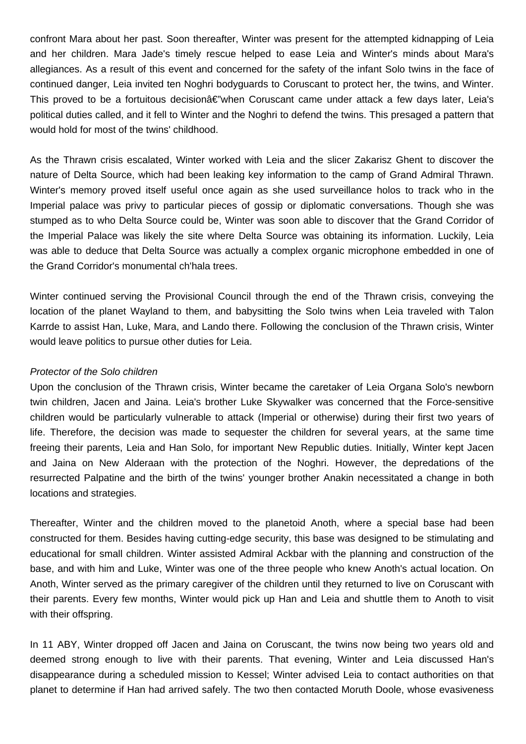confront Mara about her past. Soon thereafter, Winter was present for the attempted kidnapping of Leia and her children. Mara Jade's timely rescue helped to ease Leia and Winter's minds about Mara's allegiances. As a result of this event and concerned for the safety of the infant Solo twins in the face of continued danger, Leia invited ten Noghri bodyguards to Coruscant to protect her, the twins, and Winter. This proved to be a fortuitous decisionâ€"when Coruscant came under attack a few days later, Leia's political duties called, and it fell to Winter and the Noghri to defend the twins. This presaged a pattern that would hold for most of the twins' childhood.

As the Thrawn crisis escalated, Winter worked with Leia and the slicer Zakarisz Ghent to discover the nature of Delta Source, which had been leaking key information to the camp of Grand Admiral Thrawn. Winter's memory proved itself useful once again as she used surveillance holos to track who in the Imperial palace was privy to particular pieces of gossip or diplomatic conversations. Though she was stumped as to who Delta Source could be, Winter was soon able to discover that the Grand Corridor of the Imperial Palace was likely the site where Delta Source was obtaining its information. Luckily, Leia was able to deduce that Delta Source was actually a complex organic microphone embedded in one of the Grand Corridor's monumental ch'hala trees.

Winter continued serving the Provisional Council through the end of the Thrawn crisis, conveying the location of the planet Wayland to them, and babysitting the Solo twins when Leia traveled with Talon Karrde to assist Han, Luke, Mara, and Lando there. Following the conclusion of the Thrawn crisis, Winter would leave politics to pursue other duties for Leia.

*Protector of the Solo children*

Upon the conclusion of the Thrawn crisis, Winter became the caretaker of Leia Organa Solo's newborn twin children, Jacen and Jaina. Leia's brother Luke Skywalker was concerned that the Force-sensitive children would be particularly vulnerable to attack (Imperial or otherwise) during their first two years of life. Therefore, the decision was made to sequester the children for several years, at the same time freeing their parents, Leia and Han Solo, for important New Republic duties. Initially, Winter kept Jacen and Jaina on New Alderaan with the protection of the Noghri. However, the depredations of the resurrected Palpatine and the birth of the twins' younger brother Anakin necessitated a change in both locations and strategies.

Thereafter, Winter and the children moved to the planetoid Anoth, where a special base had been constructed for them. Besides having cutting-edge security, this base was designed to be stimulating and educational for small children. Winter assisted Admiral Ackbar with the planning and construction of the base, and with him and Luke, Winter was one of the three people who knew Anoth's actual location. On Anoth, Winter served as the primary caregiver of the children until they returned to live on Coruscant with their parents. Every few months, Winter would pick up Han and Leia and shuttle them to Anoth to visit with their offspring.

In 11 ABY, Winter dropped off Jacen and Jaina on Coruscant, the twins now being two years old and deemed strong enough to live with their parents. That evening, Winter and Leia discussed Han's disappearance during a scheduled mission to Kessel; Winter advised Leia to contact authorities on that planet to determine if Han had arrived safely. The two then contacted Moruth Doole, whose evasiveness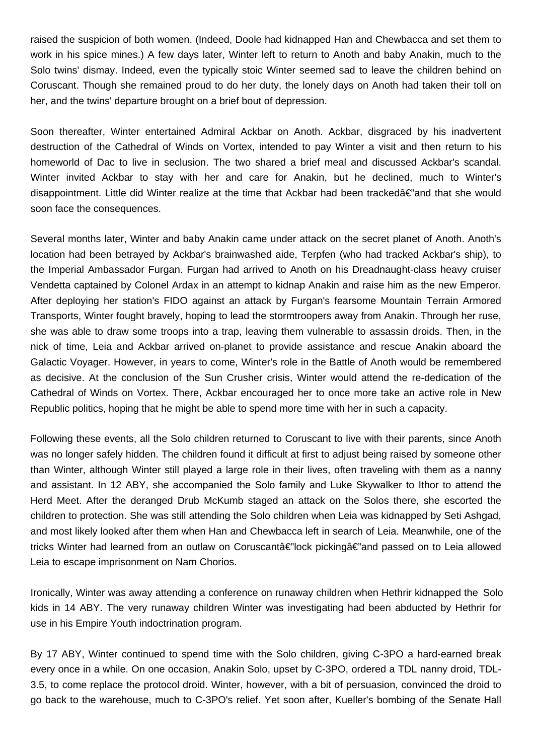raised the suspicion of both women. (Indeed, Doole had kidnapped Han and Chewbacca and set them to work in his spice mines.) A few days later, Winter left to return to Anoth and baby Anakin, much to the Solo twins' dismay. Indeed, even the typically stoic Winter seemed sad to leave the children behind on Coruscant. Though she remained proud to do her duty, the lonely days on Anoth had taken their toll on her, and the twins' departure brought on a brief bout of depression.

Soon thereafter, Winter entertained Admiral Ackbar on Anoth. Ackbar, disgraced by his inadvertent destruction of the Cathedral of Winds on Vortex, intended to pay Winter a visit and then return to his homeworld of Dac to live in seclusion. The two shared a brief meal and discussed Ackbar's scandal. Winter invited Ackbar to stay with her and care for Anakin, but he declined, much to Winter's disappointment. Little did Winter realize at the time that Ackbar had been trackedâ€"and that she would soon face the consequences.

Several months later, Winter and baby Anakin came under attack on the secret planet of Anoth. Anoth's location had been betrayed by Ackbar's brainwashed aide, Terpfen (who had tracked Ackbar's ship), to the Imperial Ambassador Furgan. Furgan had arrived to Anoth on his Dreadnaught-class heavy cruiser Vendetta captained by Colonel Ardax in an attempt to kidnap Anakin and raise him as the new Emperor. After deploying her station's FIDO against an attack by Furgan's fearsome Mountain Terrain Armored Transports, Winter fought bravely, hoping to lead the stormtroopers away from Anakin. Through her ruse, she was able to draw some troops into a trap, leaving them vulnerable to assassin droids. Then, in the nick of time, Leia and Ackbar arrived on-planet to provide assistance and rescue Anakin aboard the Galactic Voyager. However, in years to come, Winter's role in the Battle of Anoth would be remembered as decisive. At the conclusion of the Sun Crusher crisis, Winter would attend the re-dedication of the Cathedral of Winds on Vortex. There, Ackbar encouraged her to once more take an active role in New Republic politics, hoping that he might be able to spend more time with her in such a capacity.

Following these events, all the Solo children returned to Coruscant to live with their parents, since Anoth was no longer safely hidden. The children found it difficult at first to adjust being raised by someone other than Winter, although Winter still played a large role in their lives, often traveling with them as a nanny and assistant. In 12 ABY, she accompanied the Solo family and Luke Skywalker to Ithor to attend the Herd Meet. After the deranged Drub McKumb staged an attack on the Solos there, she escorted the children to protection. She was still attending the Solo children when Leia was kidnapped by Seti Ashgad, and most likely looked after them when Han and Chewbacca left in search of Leia. Meanwhile, one of the tricks Winter had learned from an outlaw on Coruscantâ€"lock pickingâ€"and passed on to Leia allowed Leia to escape imprisonment on Nam Chorios.

Ironically, Winter was away attending a conference on runaway children when Hethrir kidnapped the Solo kids in 14 ABY. The very runaway children Winter was investigating had been abducted by Hethrir for use in his Empire Youth indoctrination program.

By 17 ABY, Winter continued to spend time with the Solo children, giving C-3PO a hard-earned break every once in a while. On one occasion, Anakin Solo, upset by C-3PO, ordered a TDL nanny droid, TDL-3.5, to come replace the protocol droid. Winter, however, with a bit of persuasion, convinced the droid to go back to the warehouse, much to C-3PO's relief. Yet soon after, Kueller's bombing of the Senate Hall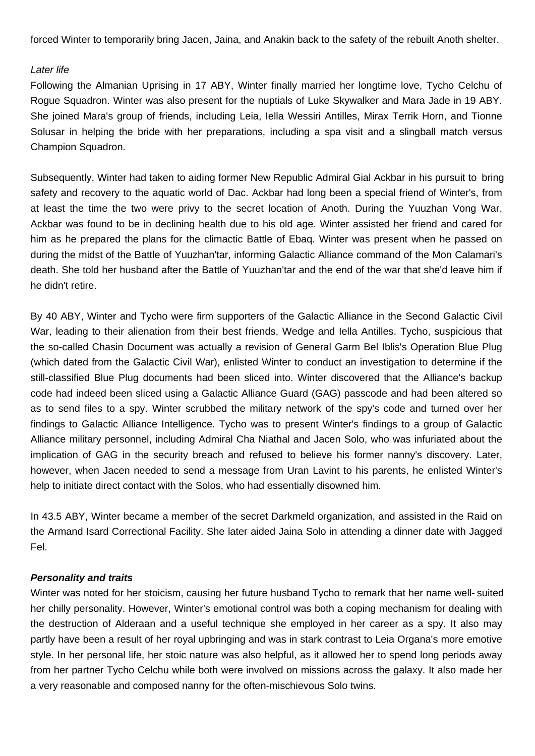forced Winter to temporarily bring Jacen, Jaina, and Anakin back to the safety of the rebuilt Anoth shelter.

*Later life*

Following the Almanian Uprising in 17 ABY, Winter finally married her longtime love, Tycho Celchu of Rogue Squadron. Winter was also present for the nuptials of Luke Skywalker and Mara Jade in 19 ABY. She joined Mara's group of friends, including Leia, Iella Wessiri Antilles, Mirax Terrik Horn, and Tionne Solusar in helping the bride with her preparations, including a spa visit and a slingball match versus Champion Squadron.

Subsequently, Winter had taken to aiding former New Republic Admiral Gial Ackbar in his pursuit to bring safety and recovery to the aquatic world of Dac. Ackbar had long been a special friend of Winter's, from at least the time the two were privy to the secret location of Anoth. During the Yuuzhan Vong War, Ackbar was found to be in declining health due to his old age. Winter assisted her friend and cared for him as he prepared the plans for the climactic Battle of Ebaq. Winter was present when he passed on during the midst of the Battle of Yuuzhan'tar, informing Galactic Alliance command of the Mon Calamari's death. She told her husband after the Battle of Yuuzhan'tar and the end of the war that she'd leave him if he didn't retire.

By 40 ABY, Winter and Tycho were firm supporters of the Galactic Alliance in the Second Galactic Civil War, leading to their alienation from their best friends, Wedge and Iella Antilles. Tycho, suspicious that the so-called Chasin Document was actually a revision of General Garm Bel Iblis's Operation Blue Plug (which dated from the Galactic Civil War), enlisted Winter to conduct an investigation to determine if the still-classified Blue Plug documents had been sliced into. Winter discovered that the Alliance's backup code had indeed been sliced using a Galactic Alliance Guard (GAG) passcode and had been altered so as to send files to a spy. Winter scrubbed the military network of the spy's code and turned over her findings to Galactic Alliance Intelligence. Tycho was to present Winter's findings to a group of Galactic Alliance military personnel, including Admiral Cha Niathal and Jacen Solo, who was infuriated about the implication of GAG in the security breach and refused to believe his former nanny's discovery. Later, however, when Jacen needed to send a message from Uran Lavint to his parents, he enlisted Winter's help to initiate direct contact with the Solos, who had essentially disowned him.

In 43.5 ABY, Winter became a member of the secret Darkmeld organization, and assisted in the Raid on the Armand Isard Correctional Facility. She later aided Jaina Solo in attending a dinner date with Jagged Fel.

***Personality and traits***

Winter was noted for her stoicism, causing her future husband Tycho to remark that her name well-suited her chilly personality. However, Winter's emotional control was both a coping mechanism for dealing with the destruction of Alderaan and a useful technique she employed in her career as a spy. It also may partly have been a result of her royal upbringing and was in stark contrast to Leia Organa's more emotive style. In her personal life, her stoic nature was also helpful, as it allowed her to spend long periods away from her partner Tycho Celchu while both were involved on missions across the galaxy. It also made her a very reasonable and composed nanny for the often-mischievous Solo twins.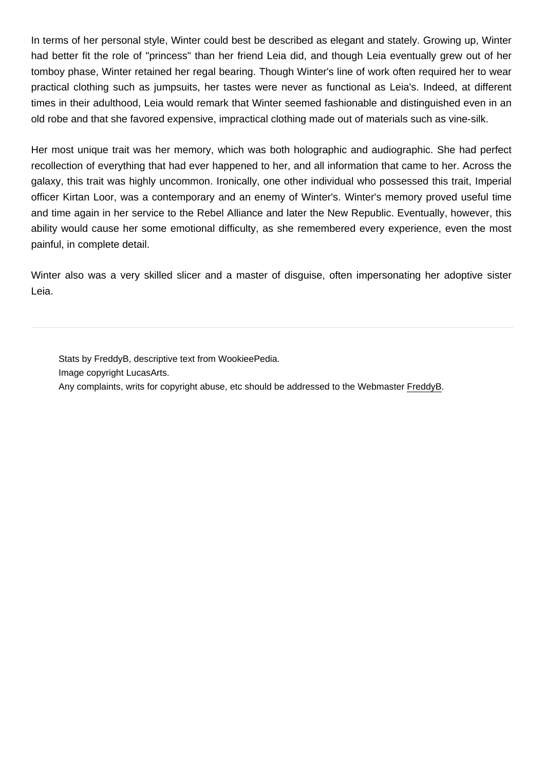In terms of her personal style, Winter could best be described as elegant and stately. Growing up, Winter had better fit the role of "princess" than her friend Leia did, and though Leia eventually grew out of her tomboy phase, Winter retained her regal bearing. Though Winter's line of work often required her to wear practical clothing such as jumpsuits, her tastes were never as functional as Leia's. Indeed, at different times in their adulthood, Leia would remark that Winter seemed fashionable and distinguished even in an old robe and that she favored expensive, impractical clothing made out of materials such as vine-silk.

Her most unique trait was her memory, which was both holographic and audiographic. She had perfect recollection of everything that had ever happened to her, and all information that came to her. Across the galaxy, this trait was highly uncommon. Ironically, one other individual who possessed this trait, Imperial officer Kirtan Loor, was a contemporary and an enemy of Winter's. Winter's memory proved useful time and time again in her service to the Rebel Alliance and later the New Republic. Eventually, however, this ability would cause her some emotional difficulty, as she remembered every experience, even the most painful, in complete detail.

Winter also was a very skilled slicer and a master of disguise, often impersonating her adoptive sister Leia.

---

Stats by FreddyB, descriptive text from WookieePedia.
Image copyright LucasArts.
Any complaints, writs for copyright abuse, etc should be addressed to the Webmaster FreddyB.